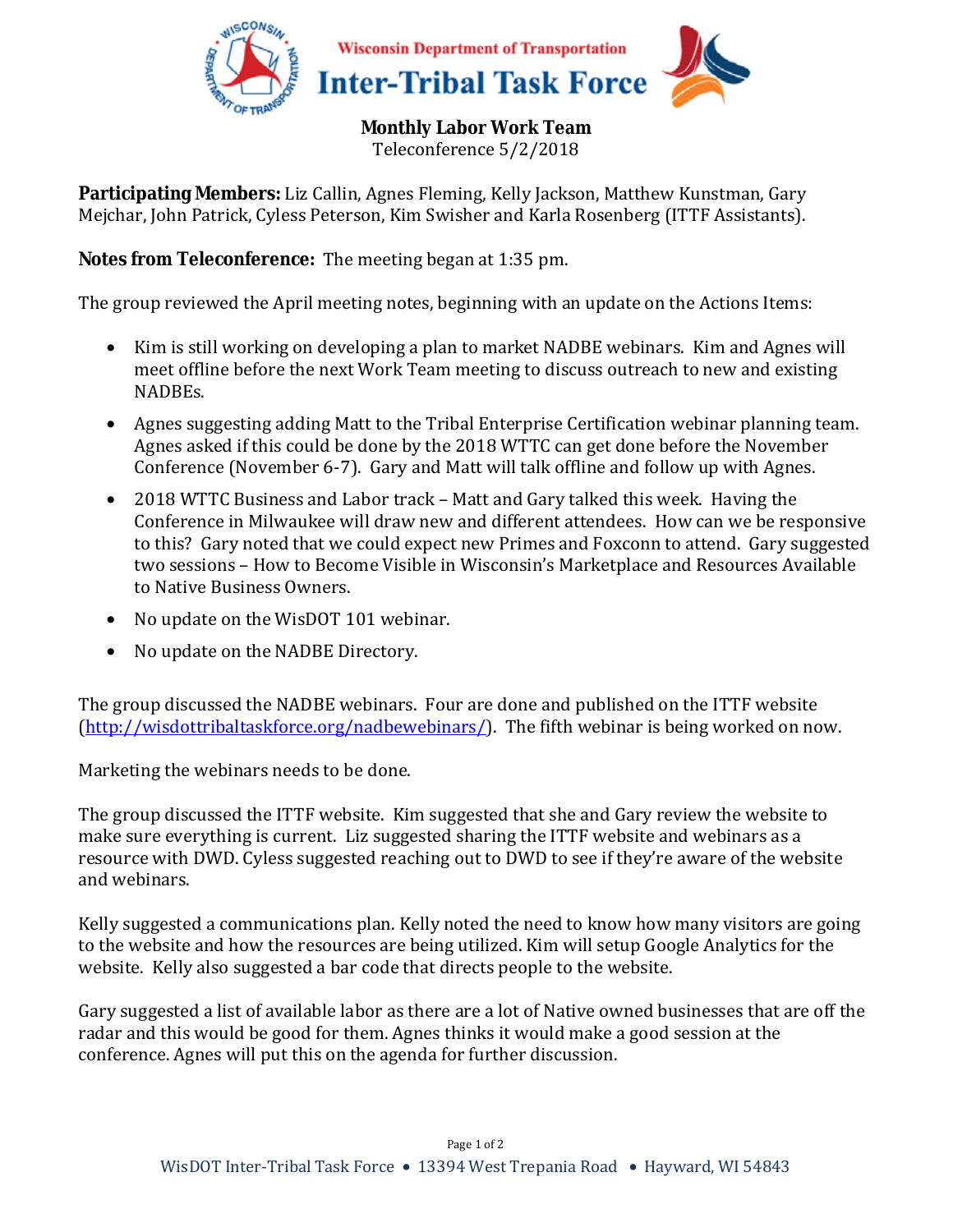# Wisconsin Department of Transportation Inter-Tribal Task Force

## Monthly Labor Work Team

Teleconference 5/2/2018

**Participating Members:** Liz Callin, Agnes Fleming, Kelly Jackson, Matthew Kunstman, Gary Mejchar, John Patrick, Cyless Peterson, Kim Swisher and Karla Rosenberg (ITTF Assistants).

**Notes from Teleconference:** The meeting began at 1:35 pm.

The group reviewed the April meeting notes, beginning with an update on the Actions Items:

- Kim is still working on developing a plan to market NADBE webinars. Kim and Agnes will meet offline before the next Work Team meeting to discuss outreach to new and existing NADBEs.
- Agnes suggesting adding Matt to the Tribal Enterprise Certification webinar planning team. Agnes asked if this could be done by the 2018 WTTC can get done before the November Conference (November 6-7). Gary and Matt will talk offline and follow up with Agnes.
- 2018 WTTC Business and Labor track – Matt and Gary talked this week. Having the Conference in Milwaukee will draw new and different attendees. How can we be responsive to this? Gary noted that we could expect new Primes and Foxconn to attend. Gary suggested two sessions – How to Become Visible in Wisconsin's Marketplace and Resources Available to Native Business Owners.
- No update on the WisDOT 101 webinar.
- No update on the NADBE Directory.

The group discussed the NADBE webinars. Four are done and published on the ITTF website (http://wisdottribaltaskforce.org/nadbewebinars/). The fifth webinar is being worked on now.

Marketing the webinars needs to be done.

The group discussed the ITTF website. Kim suggested that she and Gary review the website to make sure everything is current. Liz suggested sharing the ITTF website and webinars as a resource with DWD. Cyless suggested reaching out to DWD to see if they're aware of the website and webinars.

Kelly suggested a communications plan. Kelly noted the need to know how many visitors are going to the website and how the resources are being utilized. Kim will setup Google Analytics for the website. Kelly also suggested a bar code that directs people to the website.

Gary suggested a list of available labor as there are a lot of Native owned businesses that are off the radar and this would be good for them. Agnes thinks it would make a good session at the conference. Agnes will put this on the agenda for further discussion.

WisDOT Inter-Tribal Task Force • 13394 West Trepania Road • Hayward, WI 54843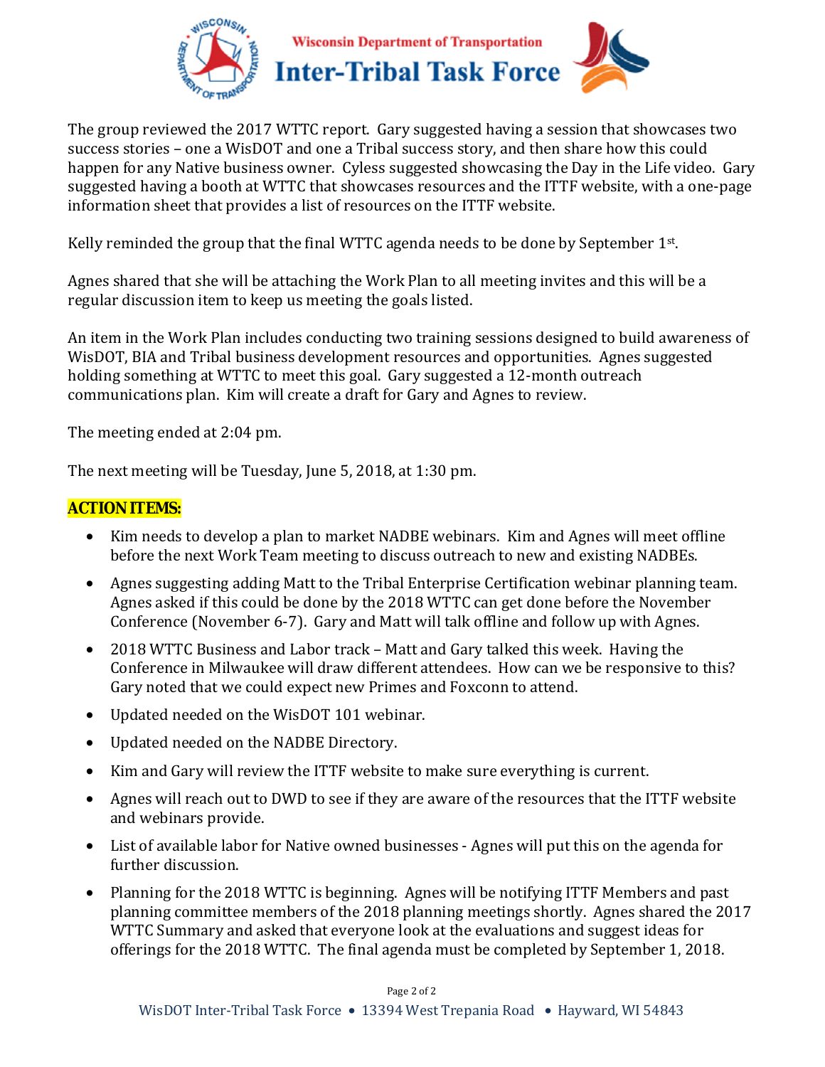The group reviewed the 2017 WTTC report. Gary suggested having a session that showcases two success stories – one a WisDOT and one a Tribal success story, and then share how this could happen for any Native business owner. Cyless suggested showcasing the Day in the Life video. Gary suggested having a booth at WTTC that showcases resources and the ITTF website, with a one-page information sheet that provides a list of resources on the ITTF website.

Kelly reminded the group that the final WTTC agenda needs to be done by September 1st.

Agnes shared that she will be attaching the Work Plan to all meeting invites and this will be a regular discussion item to keep us meeting the goals listed.

An item in the Work Plan includes conducting two training sessions designed to build awareness of WisDOT, BIA and Tribal business development resources and opportunities. Agnes suggested holding something at WTTC to meet this goal. Gary suggested a 12-month outreach communications plan. Kim will create a draft for Gary and Agnes to review.

The meeting ended at 2:04 pm.

The next meeting will be Tuesday, June 5, 2018, at 1:30 pm.

## ACTION ITEMS:

- Kim needs to develop a plan to market NADBE webinars. Kim and Agnes will meet offline before the next Work Team meeting to discuss outreach to new and existing NADBEs.
- Agnes suggesting adding Matt to the Tribal Enterprise Certification webinar planning team. Agnes asked if this could be done by the 2018 WTTC can get done before the November Conference (November 6-7). Gary and Matt will talk offline and follow up with Agnes.
- 2018 WTTC Business and Labor track – Matt and Gary talked this week. Having the Conference in Milwaukee will draw different attendees. How can we be responsive to this? Gary noted that we could expect new Primes and Foxconn to attend.
- Updated needed on the WisDOT 101 webinar.
- Updated needed on the NADBE Directory.
- Kim and Gary will review the ITTF website to make sure everything is current.
- Agnes will reach out to DWD to see if they are aware of the resources that the ITTF website and webinars provide.
- List of available labor for Native owned businesses - Agnes will put this on the agenda for further discussion.
- Planning for the 2018 WTTC is beginning. Agnes will be notifying ITTF Members and past planning committee members of the 2018 planning meetings shortly. Agnes shared the 2017 WTTC Summary and asked that everyone look at the evaluations and suggest ideas for offerings for the 2018 WTTC. The final agenda must be completed by September 1, 2018.